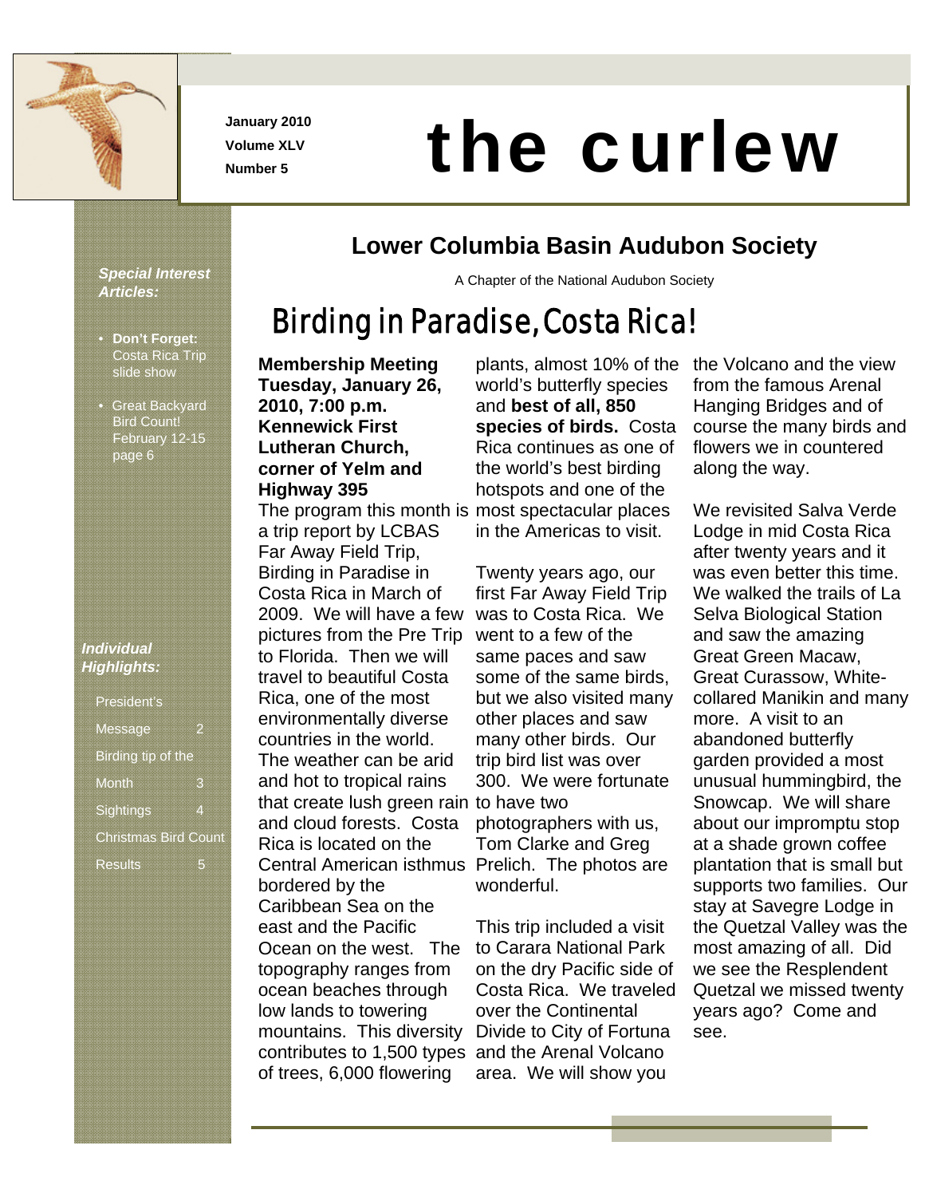January 2010
Volume XLV
Number 5

# the curlew

## Lower Columbia Basin Audubon Society

A Chapter of the National Audubon Society

***Special Interest Articles:***

- **Don't Forget:** Costa Rica Trip slide show
- Great Backyard Bird Count! February 12-15 page 6

***Individual Highlights:***

- President's Message 2
- Birding tip of the Month 3
- Sightings 4
- Christmas Bird Count Results 5

## Birding in Paradise, Costa Rica!

**Membership Meeting Tuesday, January 26, 2010, 7:00 p.m. Kennewick First Lutheran Church, corner of Yelm and Highway 395**

The program this month is a trip report by LCBAS Far Away Field Trip, Birding in Paradise in Costa Rica in March of 2009. We will have a few pictures from the Pre Trip to Florida. Then we will travel to beautiful Costa Rica, one of the most environmentally diverse countries in the world. The weather can be arid and hot to tropical rains that create lush green rain and cloud forests. Costa Rica is located on the Central American isthmus bordered by the Caribbean Sea on the east and the Pacific Ocean on the west. The topography ranges from ocean beaches through low lands to towering mountains. This diversity contributes to 1,500 types of trees, 6,000 flowering plants, almost 10% of the world's butterfly species and **best of all, 850 species of birds.** Costa Rica continues as one of the world's best birding hotspots and one of the most spectacular places in the Americas to visit.

Twenty years ago, our first Far Away Field Trip was to Costa Rica. We went to a few of the same paces and saw some of the same birds, but we also visited many other places and saw many other birds. Our trip bird list was over 300. We were fortunate to have two photographers with us, Tom Clarke and Greg Prelich. The photos are wonderful.

This trip included a visit to Carara National Park on the dry Pacific side of Costa Rica. We traveled over the Continental Divide to City of Fortuna and the Arenal Volcano area. We will show you the Volcano and the view from the famous Arenal Hanging Bridges and of course the many birds and flowers we in countered along the way.

We revisited Salva Verde Lodge in mid Costa Rica after twenty years and it was even better this time. We walked the trails of La Selva Biological Station and saw the amazing Great Green Macaw, Great Curassow, White-collared Manikin and many more. A visit to an abandoned butterfly garden provided a most unusual hummingbird, the Snowcap. We will share about our impromptu stop at a shade grown coffee plantation that is small but supports two families. Our stay at Savegre Lodge in the Quetzal Valley was the most amazing of all. Did we see the Resplendent Quetzal we missed twenty years ago? Come and see.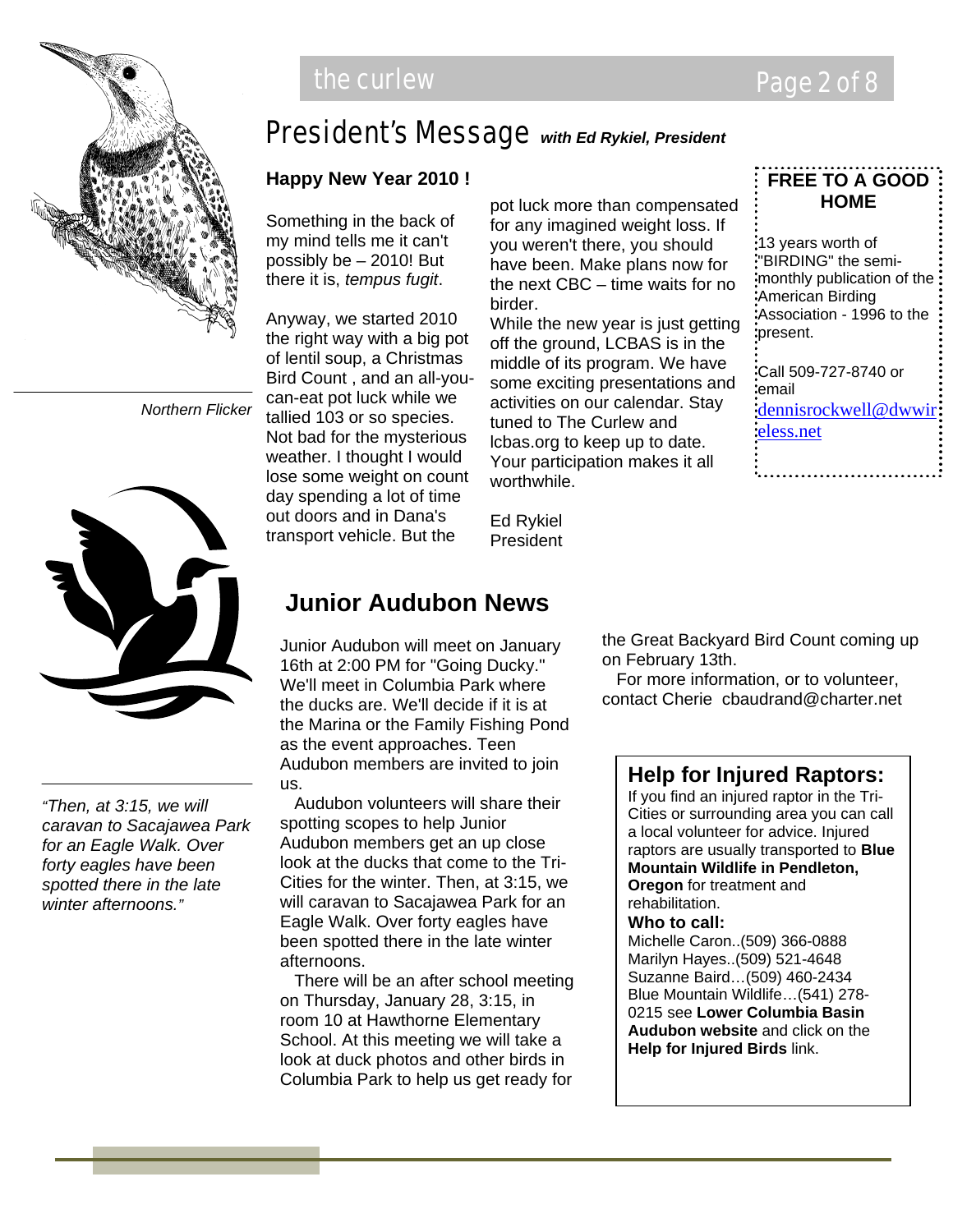## President's Message *with Ed Rykiel, President*

**Happy New Year 2010 !**

Something in the back of my mind tells me it can't possibly be – 2010! But there it is, *tempus fugit*.

Anyway, we started 2010 the right way with a big pot of lentil soup, a Christmas Bird Count , and an all-you-can-eat pot luck while we tallied 103 or so species. Not bad for the mysterious weather. I thought I would lose some weight on count day spending a lot of time out doors and in Dana's transport vehicle. But the pot luck more than compensated for any imagined weight loss. If you weren't there, you should have been. Make plans now for the next CBC – time waits for no birder.

While the new year is just getting off the ground, LCBAS is in the middle of its program. We have some exciting presentations and activities on our calendar. Stay tuned to The Curlew and lcbas.org to keep up to date. Your participation makes it all worthwhile.

Ed Rykiel
President

**FREE TO A GOOD HOME**

13 years worth of "BIRDING" the semi-monthly publication of the American Birding Association - 1996 to the present.

Call 509-727-8740 or email dennisrockwell@dwwireless.net

Northern Flicker

## Junior Audubon News

Junior Audubon will meet on January 16th at 2:00 PM for "Going Ducky." We'll meet in Columbia Park where the ducks are. We'll decide if it is at the Marina or the Family Fishing Pond as the event approaches. Teen Audubon members are invited to join us.

Audubon volunteers will share their spotting scopes to help Junior Audubon members get an up close look at the ducks that come to the Tri-Cities for the winter. Then, at 3:15, we will caravan to Sacajawea Park for an Eagle Walk. Over forty eagles have been spotted there in the late winter afternoons.

There will be an after school meeting on Thursday, January 28, 3:15, in room 10 at Hawthorne Elementary School. At this meeting we will take a look at duck photos and other birds in Columbia Park to help us get ready for the Great Backyard Bird Count coming up on February 13th.

For more information, or to volunteer, contact Cherie cbaudrand@charter.net

*"Then, at 3:15, we will caravan to Sacajawea Park for an Eagle Walk. Over forty eagles have been spotted there in the late winter afternoons."*

### Help for Injured Raptors:

If you find an injured raptor in the Tri-Cities or surrounding area you can call a local volunteer for advice. Injured raptors are usually transported to **Blue Mountain Wildlife in Pendleton, Oregon** for treatment and rehabilitation.

**Who to call:**

Michelle Caron..(509) 366-0888
Marilyn Hayes..(509) 521-4648
Suzanne Baird…(509) 460-2434
Blue Mountain Wildlife…(541) 278-0215 see **Lower Columbia Basin Audubon website** and click on the **Help for Injured Birds** link.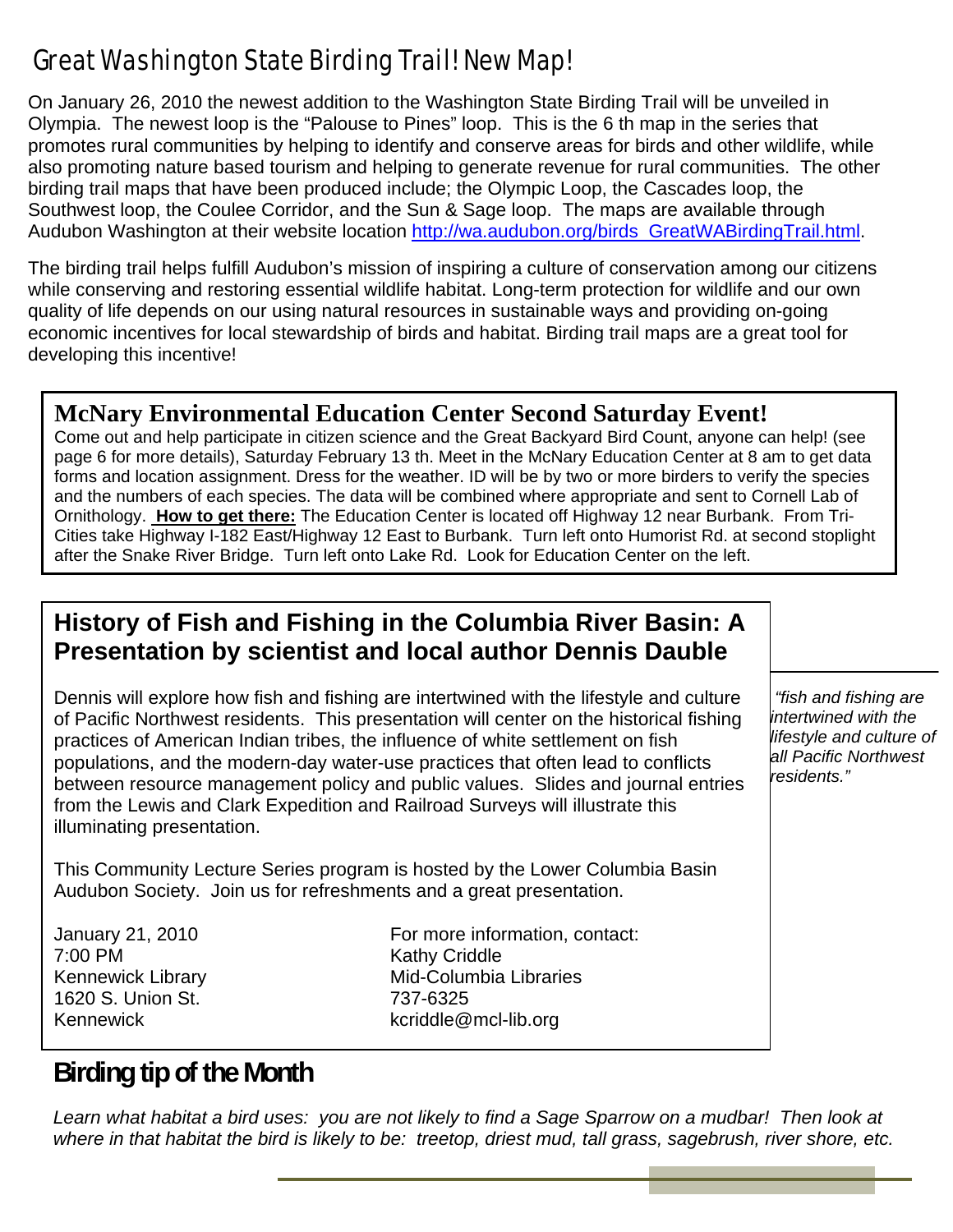# Great Washington State Birding Trail! New Map!

On January 26, 2010 the newest addition to the Washington State Birding Trail will be unveiled in Olympia. The newest loop is the "Palouse to Pines" loop. This is the 6 th map in the series that promotes rural communities by helping to identify and conserve areas for birds and other wildlife, while also promoting nature based tourism and helping to generate revenue for rural communities. The other birding trail maps that have been produced include; the Olympic Loop, the Cascades loop, the Southwest loop, the Coulee Corridor, and the Sun & Sage loop. The maps are available through Audubon Washington at their website location http://wa.audubon.org/birds_GreatWABirdingTrail.html.

The birding trail helps fulfill Audubon's mission of inspiring a culture of conservation among our citizens while conserving and restoring essential wildlife habitat. Long-term protection for wildlife and our own quality of life depends on our using natural resources in sustainable ways and providing on-going economic incentives for local stewardship of birds and habitat. Birding trail maps are a great tool for developing this incentive!

## McNary Environmental Education Center Second Saturday Event!

Come out and help participate in citizen science and the Great Backyard Bird Count, anyone can help! (see page 6 for more details), Saturday February 13 th. Meet in the McNary Education Center at 8 am to get data forms and location assignment. Dress for the weather. ID will be by two or more birders to verify the species and the numbers of each species. The data will be combined where appropriate and sent to Cornell Lab of Ornithology. **How to get there:** The Education Center is located off Highway 12 near Burbank. From Tri-Cities take Highway I-182 East/Highway 12 East to Burbank. Turn left onto Humorist Rd. at second stoplight after the Snake River Bridge. Turn left onto Lake Rd. Look for Education Center on the left.

## History of Fish and Fishing in the Columbia River Basin: A Presentation by scientist and local author Dennis Dauble

Dennis will explore how fish and fishing are intertwined with the lifestyle and culture of Pacific Northwest residents. This presentation will center on the historical fishing practices of American Indian tribes, the influence of white settlement on fish populations, and the modern-day water-use practices that often lead to conflicts between resource management policy and public values. Slides and journal entries from the Lewis and Clark Expedition and Railroad Surveys will illustrate this illuminating presentation.

*"fish and fishing are intertwined with the lifestyle and culture of all Pacific Northwest residents."*

This Community Lecture Series program is hosted by the Lower Columbia Basin Audubon Society. Join us for refreshments and a great presentation.

January 21, 2010
7:00 PM
Kennewick Library
1620 S. Union St.
Kennewick

For more information, contact:
Kathy Criddle
Mid-Columbia Libraries
737-6325
kcriddle@mcl-lib.org

## Birding tip of the Month

*Learn what habitat a bird uses: you are not likely to find a Sage Sparrow on a mudbar! Then look at where in that habitat the bird is likely to be: treetop, driest mud, tall grass, sagebrush, river shore, etc.*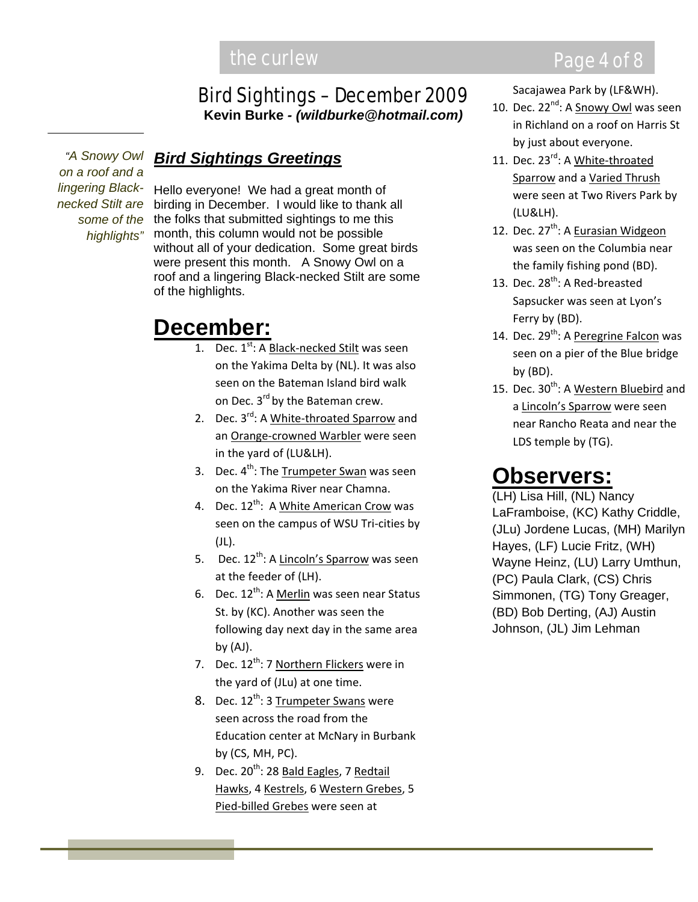# Bird Sightings – December 2009

**Kevin Burke - *(wildburke@hotmail.com)***

*"A Snowy Owl on a roof and a lingering Black-necked Stilt are some of the highlights"*

## ***Bird Sightings Greetings***

Hello everyone! We had a great month of birding in December. I would like to thank all the folks that submitted sightings to me this month, this column would not be possible without all of your dedication. Some great birds were present this month. A Snowy Owl on a roof and a lingering Black-necked Stilt are some of the highlights.

# December:

1. Dec. 1st: A Black-necked Stilt was seen on the Yakima Delta by (NL). It was also seen on the Bateman Island bird walk on Dec. 3rd by the Bateman crew.
2. Dec. 3rd: A White-throated Sparrow and an Orange-crowned Warbler were seen in the yard of (LU&LH).
3. Dec. 4th: The Trumpeter Swan was seen on the Yakima River near Chamna.
4. Dec. 12th: A White American Crow was seen on the campus of WSU Tri-cities by (JL).
5. Dec. 12th: A Lincoln's Sparrow was seen at the feeder of (LH).
6. Dec. 12th: A Merlin was seen near Status St. by (KC). Another was seen the following day next day in the same area by (AJ).
7. Dec. 12th: 7 Northern Flickers were in the yard of (JLu) at one time.
8. Dec. 12th: 3 Trumpeter Swans were seen across the road from the Education center at McNary in Burbank by (CS, MH, PC).
9. Dec. 20th: 28 Bald Eagles, 7 Redtail Hawks, 4 Kestrels, 6 Western Grebes, 5 Pied-billed Grebes were seen at Sacajawea Park by (LF&WH).
10. Dec. 22nd: A Snowy Owl was seen in Richland on a roof on Harris St by just about everyone.
11. Dec. 23rd: A White-throated Sparrow and a Varied Thrush were seen at Two Rivers Park by (LU&LH).
12. Dec. 27th: A Eurasian Widgeon was seen on the Columbia near the family fishing pond (BD).
13. Dec. 28th: A Red-breasted Sapsucker was seen at Lyon's Ferry by (BD).
14. Dec. 29th: A Peregrine Falcon was seen on a pier of the Blue bridge by (BD).
15. Dec. 30th: A Western Bluebird and a Lincoln's Sparrow were seen near Rancho Reata and near the LDS temple by (TG).

# Observers:

(LH) Lisa Hill, (NL) Nancy LaFramboise, (KC) Kathy Criddle, (JLu) Jordene Lucas, (MH) Marilyn Hayes, (LF) Lucie Fritz, (WH) Wayne Heinz, (LU) Larry Umthun, (PC) Paula Clark, (CS) Chris Simmonen, (TG) Tony Greager, (BD) Bob Derting, (AJ) Austin Johnson, (JL) Jim Lehman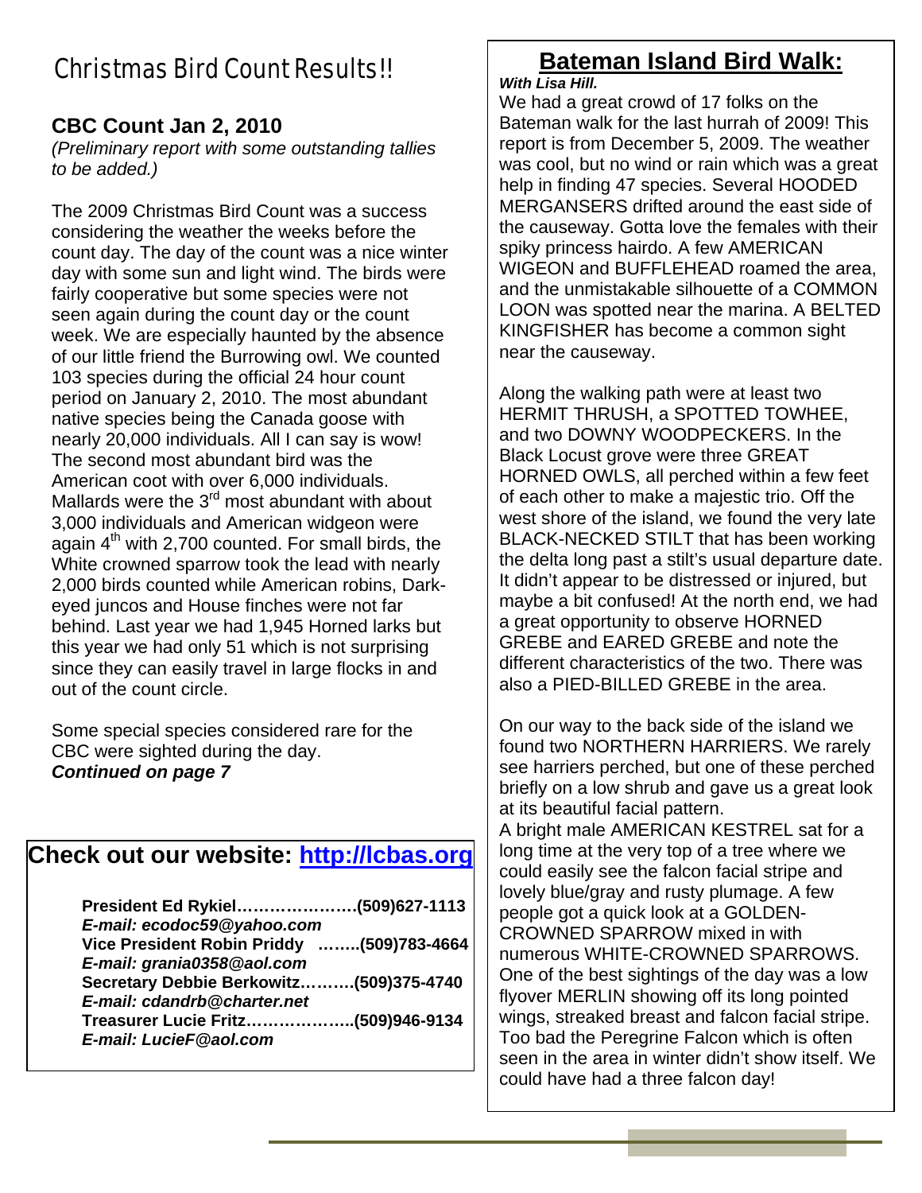# Christmas Bird Count Results!!

## CBC Count Jan 2, 2010

*(Preliminary report with some outstanding tallies to be added.)*

The 2009 Christmas Bird Count was a success considering the weather the weeks before the count day. The day of the count was a nice winter day with some sun and light wind. The birds were fairly cooperative but some species were not seen again during the count day or the count week. We are especially haunted by the absence of our little friend the Burrowing owl. We counted 103 species during the official 24 hour count period on January 2, 2010. The most abundant native species being the Canada goose with nearly 20,000 individuals. All I can say is wow! The second most abundant bird was the American coot with over 6,000 individuals. Mallards were the 3rd most abundant with about 3,000 individuals and American widgeon were again 4th with 2,700 counted. For small birds, the White crowned sparrow took the lead with nearly 2,000 birds counted while American robins, Dark-eyed juncos and House finches were not far behind. Last year we had 1,945 Horned larks but this year we had only 51 which is not surprising since they can easily travel in large flocks in and out of the count circle.

Some special species considered rare for the CBC were sighted during the day.
***Continued on page 7***

## Check out our website: http://lcbas.org

**President Ed Rykiel…………………..(509)627-1113**
***E-mail: ecodoc59@yahoo.com***
**Vice President Robin Priddy ……..(509)783-4664**
***E-mail: grania0358@aol.com***
**Secretary Debbie Berkowitz……….(509)375-4740**
***E-mail: cdandrb@charter.net***
**Treasurer Lucie Fritz………………..(509)946-9134**
***E-mail: LucieF@aol.com***

## Bateman Island Bird Walk:

***With Lisa Hill.***

We had a great crowd of 17 folks on the Bateman walk for the last hurrah of 2009! This report is from December 5, 2009. The weather was cool, but no wind or rain which was a great help in finding 47 species. Several HOODED MERGANSERS drifted around the east side of the causeway. Gotta love the females with their spiky princess hairdo. A few AMERICAN WIGEON and BUFFLEHEAD roamed the area, and the unmistakable silhouette of a COMMON LOON was spotted near the marina. A BELTED KINGFISHER has become a common sight near the causeway.

Along the walking path were at least two HERMIT THRUSH, a SPOTTED TOWHEE, and two DOWNY WOODPECKERS. In the Black Locust grove were three GREAT HORNED OWLS, all perched within a few feet of each other to make a majestic trio. Off the west shore of the island, we found the very late BLACK-NECKED STILT that has been working the delta long past a stilt's usual departure date. It didn't appear to be distressed or injured, but maybe a bit confused! At the north end, we had a great opportunity to observe HORNED GREBE and EARED GREBE and note the different characteristics of the two. There was also a PIED-BILLED GREBE in the area.

On our way to the back side of the island we found two NORTHERN HARRIERS. We rarely see harriers perched, but one of these perched briefly on a low shrub and gave us a great look at its beautiful facial pattern.
A bright male AMERICAN KESTREL sat for a long time at the very top of a tree where we could easily see the falcon facial stripe and lovely blue/gray and rusty plumage. A few people got a quick look at a GOLDEN-CROWNED SPARROW mixed in with numerous WHITE-CROWNED SPARROWS. One of the best sightings of the day was a low flyover MERLIN showing off its long pointed wings, streaked breast and falcon facial stripe. Too bad the Peregrine Falcon which is often seen in the area in winter didn't show itself. We could have had a three falcon day!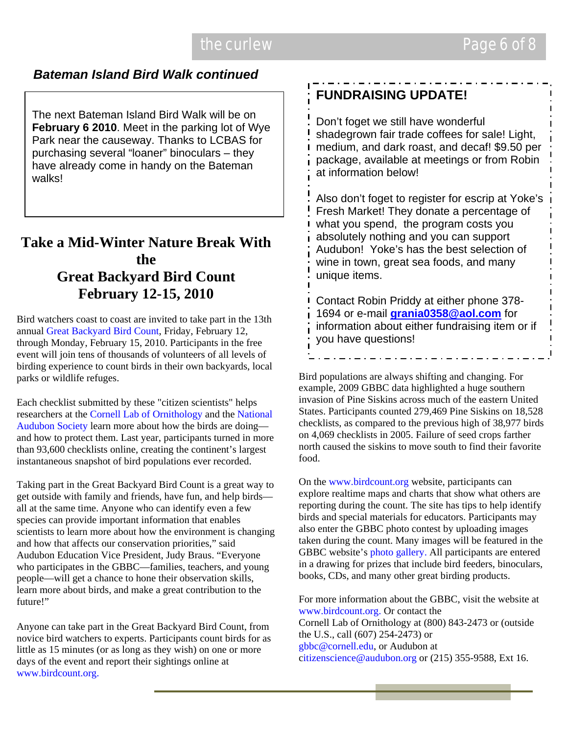### *Bateman Island Bird Walk continued*

The next Bateman Island Bird Walk will be on **February 6 2010**. Meet in the parking lot of Wye Park near the causeway. Thanks to LCBAS for purchasing several "loaner" binoculars – they have already come in handy on the Bateman walks!

## Take a Mid-Winter Nature Break With the Great Backyard Bird Count February 12-15, 2010

Bird watchers coast to coast are invited to take part in the 13th annual Great Backyard Bird Count, Friday, February 12, through Monday, February 15, 2010. Participants in the free event will join tens of thousands of volunteers of all levels of birding experience to count birds in their own backyards, local parks or wildlife refuges.

Each checklist submitted by these "citizen scientists" helps researchers at the Cornell Lab of Ornithology and the National Audubon Society learn more about how the birds are doing—and how to protect them. Last year, participants turned in more than 93,600 checklists online, creating the continent's largest instantaneous snapshot of bird populations ever recorded.

Taking part in the Great Backyard Bird Count is a great way to get outside with family and friends, have fun, and help birds—all at the same time. Anyone who can identify even a few species can provide important information that enables scientists to learn more about how the environment is changing and how that affects our conservation priorities," said Audubon Education Vice President, Judy Braus. "Everyone who participates in the GBBC—families, teachers, and young people—will get a chance to hone their observation skills, learn more about birds, and make a great contribution to the future!"

Anyone can take part in the Great Backyard Bird Count, from novice bird watchers to experts. Participants count birds for as little as 15 minutes (or as long as they wish) on one or more days of the event and report their sightings online at www.birdcount.org.

## FUNDRAISING UPDATE!

Don't foget we still have wonderful shadegrown fair trade coffees for sale! Light, medium, and dark roast, and decaf! $9.50 per package, available at meetings or from Robin at information below!

Also don't foget to register for escrip at Yoke's Fresh Market! They donate a percentage of what you spend, the program costs you absolutely nothing and you can support Audubon! Yoke's has the best selection of wine in town, great sea foods, and many unique items.

Contact Robin Priddy at either phone 378-1694 or e-mail **grania0358@aol.com** for information about either fundraising item or if you have questions!

Bird populations are always shifting and changing. For example, 2009 GBBC data highlighted a huge southern invasion of Pine Siskins across much of the eastern United States. Participants counted 279,469 Pine Siskins on 18,528 checklists, as compared to the previous high of 38,977 birds on 4,069 checklists in 2005. Failure of seed crops farther north caused the siskins to move south to find their favorite food.

On the www.birdcount.org website, participants can explore realtime maps and charts that show what others are reporting during the count. The site has tips to help identify birds and special materials for educators. Participants may also enter the GBBC photo contest by uploading images taken during the count. Many images will be featured in the GBBC website's photo gallery. All participants are entered in a drawing for prizes that include bird feeders, binoculars, books, CDs, and many other great birding products.

For more information about the GBBC, visit the website at www.birdcount.org. Or contact the Cornell Lab of Ornithology at (800) 843-2473 or (outside the U.S., call (607) 254-2473) or gbbc@cornell.edu, or Audubon at citizenscience@audubon.org or (215) 355-9588, Ext 16.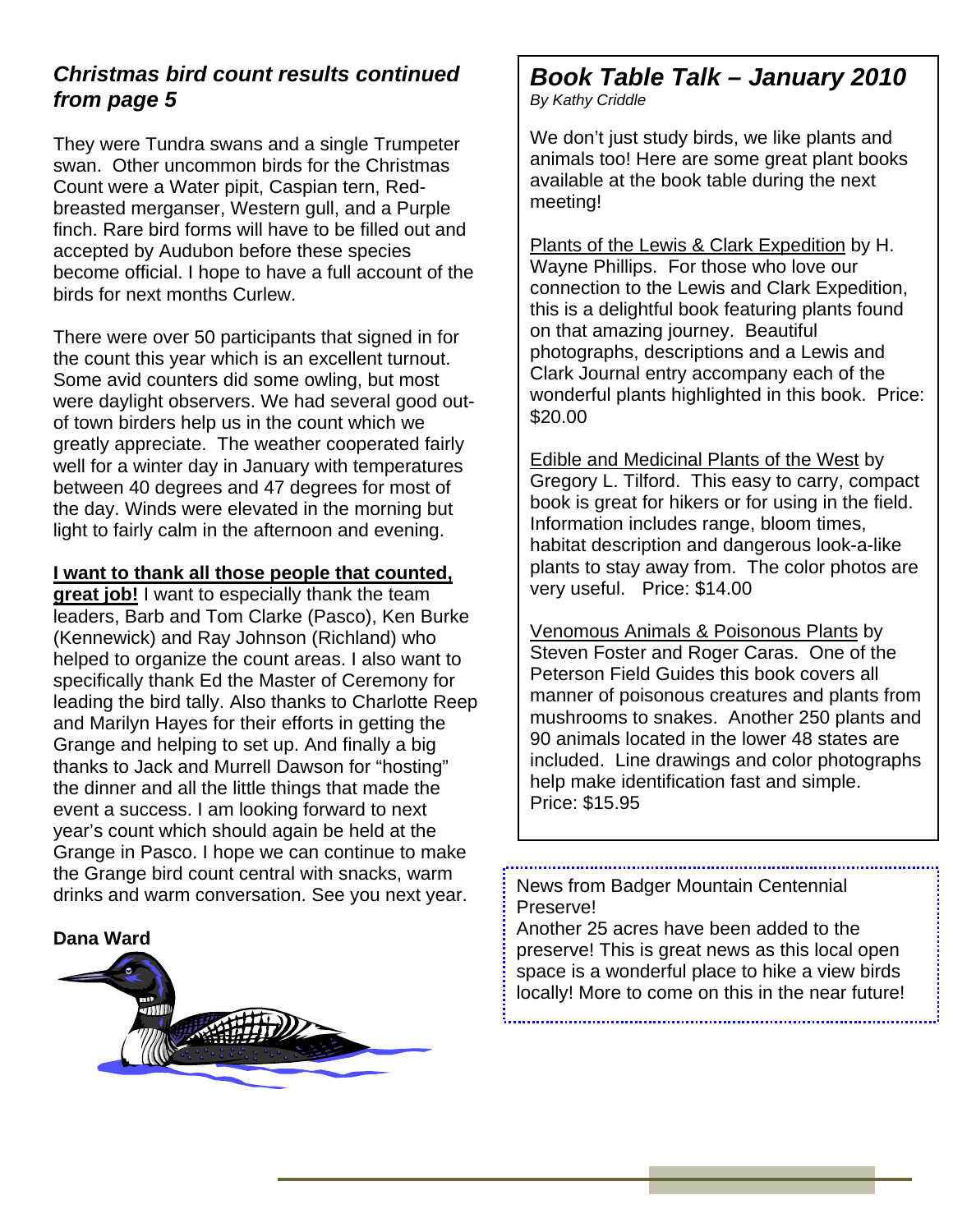### *Christmas bird count results continued from page 5*

They were Tundra swans and a single Trumpeter swan. Other uncommon birds for the Christmas Count were a Water pipit, Caspian tern, Red-breasted merganser, Western gull, and a Purple finch. Rare bird forms will have to be filled out and accepted by Audubon before these species become official. I hope to have a full account of the birds for next months Curlew.

There were over 50 participants that signed in for the count this year which is an excellent turnout. Some avid counters did some owling, but most were daylight observers. We had several good out-of town birders help us in the count which we greatly appreciate. The weather cooperated fairly well for a winter day in January with temperatures between 40 degrees and 47 degrees for most of the day. Winds were elevated in the morning but light to fairly calm in the afternoon and evening.

**I want to thank all those people that counted, great job!** I want to especially thank the team leaders, Barb and Tom Clarke (Pasco), Ken Burke (Kennewick) and Ray Johnson (Richland) who helped to organize the count areas. I also want to specifically thank Ed the Master of Ceremony for leading the bird tally. Also thanks to Charlotte Reep and Marilyn Hayes for their efforts in getting the Grange and helping to set up. And finally a big thanks to Jack and Murrell Dawson for "hosting" the dinner and all the little things that made the event a success. I am looking forward to next year's count which should again be held at the Grange in Pasco. I hope we can continue to make the Grange bird count central with snacks, warm drinks and warm conversation. See you next year.

**Dana Ward**

## *Book Table Talk – January 2010*

*By Kathy Criddle*

We don't just study birds, we like plants and animals too! Here are some great plant books available at the book table during the next meeting!

Plants of the Lewis & Clark Expedition by H. Wayne Phillips. For those who love our connection to the Lewis and Clark Expedition, this is a delightful book featuring plants found on that amazing journey. Beautiful photographs, descriptions and a Lewis and Clark Journal entry accompany each of the wonderful plants highlighted in this book. Price: $20.00

Edible and Medicinal Plants of the West by Gregory L. Tilford. This easy to carry, compact book is great for hikers or for using in the field. Information includes range, bloom times, habitat description and dangerous look-a-like plants to stay away from. The color photos are very useful. Price: $14.00

Venomous Animals & Poisonous Plants by Steven Foster and Roger Caras. One of the Peterson Field Guides this book covers all manner of poisonous creatures and plants from mushrooms to snakes. Another 250 plants and 90 animals located in the lower 48 states are included. Line drawings and color photographs help make identification fast and simple. Price: $15.95

News from Badger Mountain Centennial Preserve!
Another 25 acres have been added to the preserve! This is great news as this local open space is a wonderful place to hike a view birds locally! More to come on this in the near future!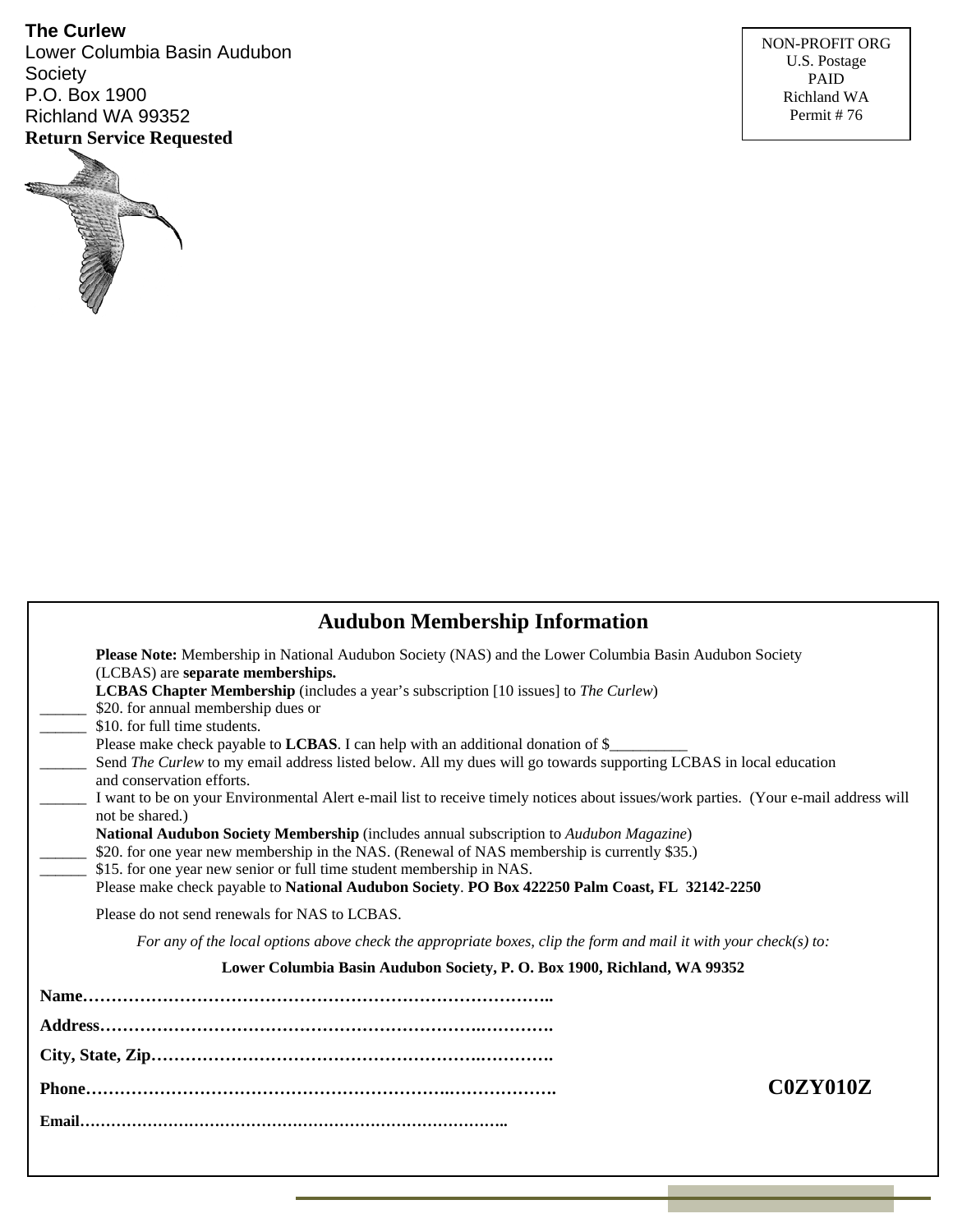**The Curlew**
Lower Columbia Basin Audubon Society
P.O. Box 1900
Richland WA 99352
**Return Service Requested**

NON-PROFIT ORG
U.S. Postage
PAID
Richland WA
Permit # 76

## Audubon Membership Information

**Please Note:** Membership in National Audubon Society (NAS) and the Lower Columbia Basin Audubon Society (LCBAS) are **separate memberships.**

**LCBAS Chapter Membership** (includes a year's subscription [10 issues] to *The Curlew*)

______ $20. for annual membership dues or

______ $10. for full time students.

Please make check payable to **LCBAS**. I can help with an additional donation of $__________

______ Send *The Curlew* to my email address listed below. All my dues will go towards supporting LCBAS in local education and conservation efforts.

______ I want to be on your Environmental Alert e-mail list to receive timely notices about issues/work parties. (Your e-mail address will not be shared.)

**National Audubon Society Membership** (includes annual subscription to *Audubon Magazine*)

______ $20. for one year new membership in the NAS. (Renewal of NAS membership is currently $35.)

______ $15. for one year new senior or full time student membership in NAS.

Please make check payable to **National Audubon Society**. **PO Box 422250 Palm Coast, FL 32142-2250**

Please do not send renewals for NAS to LCBAS.

*For any of the local options above check the appropriate boxes, clip the form and mail it with your check(s) to:*

**Lower Columbia Basin Audubon Society, P. O. Box 1900, Richland, WA 99352**

**Name…………………………………………………………………………..**

**Address……………………………………………………………………….**

**City, State, Zip……………………………………………………………….**

**Phone…………………………………………………………………………….** **C0ZY010Z**

**Email……………………………………………………………………….**